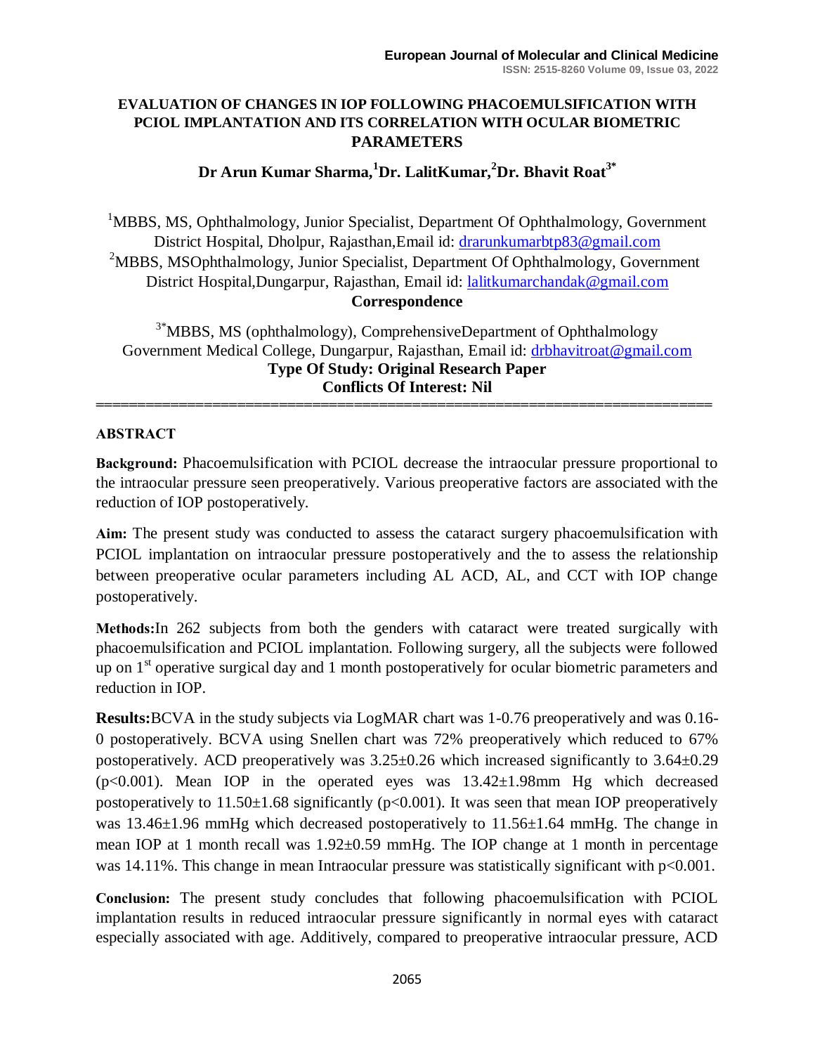# EVALUATION OF CHANGES IN IOP FOLLOWING PHACOEMULSIFICATION WITH PCIOL IMPLANTATION AND ITS CORRELATION WITH OCULAR BIOMETRIC PARAMETERS

**Dr Arun Kumar Sharma,[1] Dr. LalitKumar,[2] Dr. Bhavit Roat[3*]**

[1]MBBS, MS, Ophthalmology, Junior Specialist, Department Of Ophthalmology, Government District Hospital, Dholpur, Rajasthan,Email id: drarunkumarbtp83@gmail.com

[2]MBBS, MSOphthalmology, Junior Specialist, Department Of Ophthalmology, Government District Hospital,Dungarpur, Rajasthan, Email id: lalitkumarchandak@gmail.com

**Correspondence**

[3*]MBBS, MS (ophthalmology), ComprehensiveDepartment of Ophthalmology Government Medical College, Dungarpur, Rajasthan, Email id: drbhavitroat@gmail.com

**Type Of Study: Original Research Paper**

**Conflicts Of Interest: Nil**

---

## ABSTRACT

**Background:** Phacoemulsification with PCIOL decrease the intraocular pressure proportional to the intraocular pressure seen preoperatively. Various preoperative factors are associated with the reduction of IOP postoperatively.

**Aim:** The present study was conducted to assess the cataract surgery phacoemulsification with PCIOL implantation on intraocular pressure postoperatively and the to assess the relationship between preoperative ocular parameters including AL ACD, AL, and CCT with IOP change postoperatively.

**Methods:**In 262 subjects from both the genders with cataract were treated surgically with phacoemulsification and PCIOL implantation. Following surgery, all the subjects were followed up on 1st operative surgical day and 1 month postoperatively for ocular biometric parameters and reduction in IOP.

**Results:**BCVA in the study subjects via LogMAR chart was 1-0.76 preoperatively and was 0.16-0 postoperatively. BCVA using Snellen chart was 72% preoperatively which reduced to 67% postoperatively. ACD preoperatively was 3.25±0.26 which increased significantly to 3.64±0.29 ($p<0.001$). Mean IOP in the operated eyes was 13.42±1.98mm Hg which decreased postoperatively to 11.50±1.68 significantly ($p<0.001$). It was seen that mean IOP preoperatively was 13.46±1.96 mmHg which decreased postoperatively to 11.56±1.64 mmHg. The change in mean IOP at 1 month recall was 1.92±0.59 mmHg. The IOP change at 1 month in percentage was 14.11%. This change in mean Intraocular pressure was statistically significant with $p<0.001$.

**Conclusion:** The present study concludes that following phacoemulsification with PCIOL implantation results in reduced intraocular pressure significantly in normal eyes with cataract especially associated with age. Additively, compared to preoperative intraocular pressure, ACD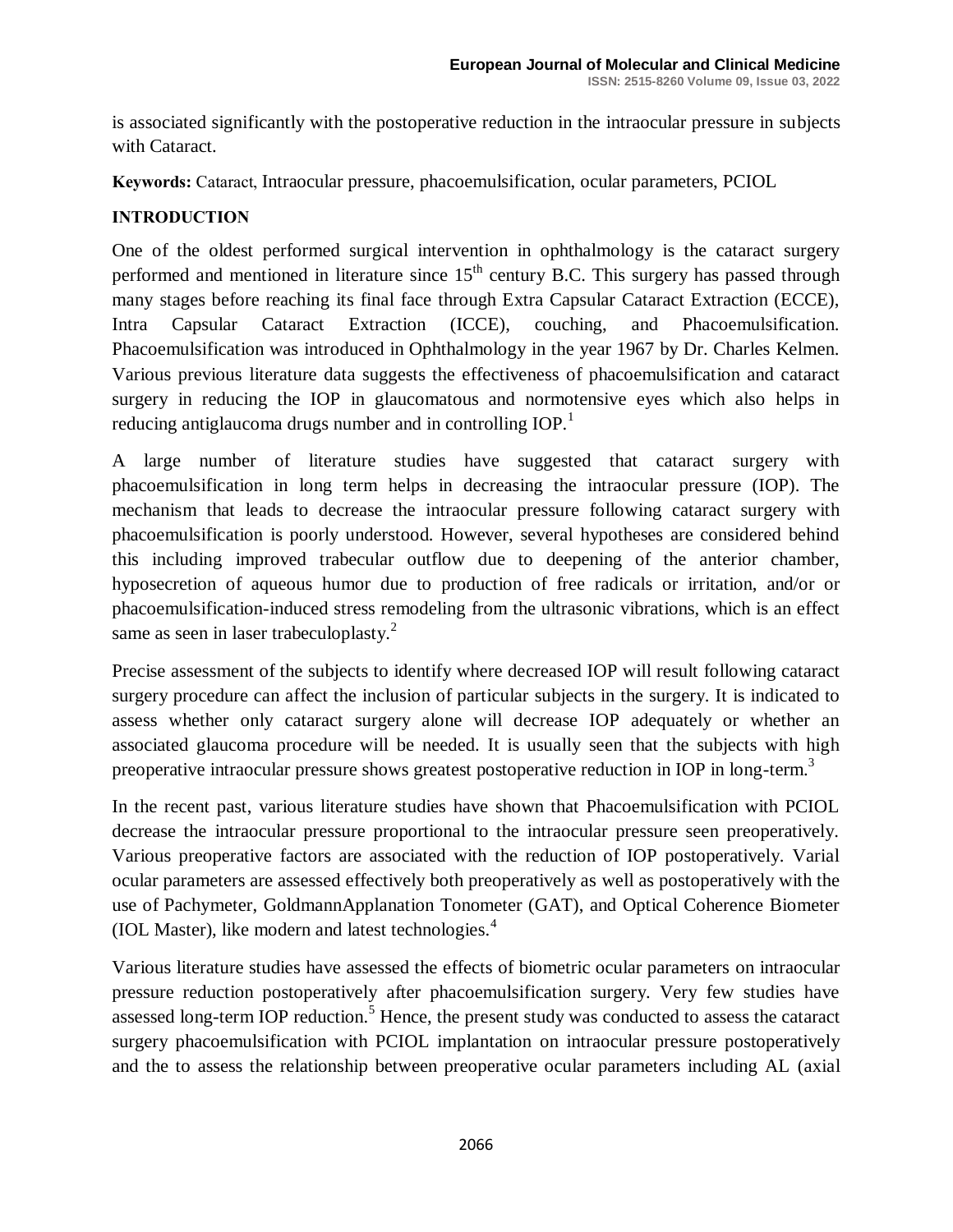is associated significantly with the postoperative reduction in the intraocular pressure in subjects with Cataract.

**Keywords:** Cataract, Intraocular pressure, phacoemulsification, ocular parameters, PCIOL

## INTRODUCTION

One of the oldest performed surgical intervention in ophthalmology is the cataract surgery performed and mentioned in literature since 15th century B.C. This surgery has passed through many stages before reaching its final face through Extra Capsular Cataract Extraction (ECCE), Intra Capsular Cataract Extraction (ICCE), couching, and Phacoemulsification. Phacoemulsification was introduced in Ophthalmology in the year 1967 by Dr. Charles Kelmen. Various previous literature data suggests the effectiveness of phacoemulsification and cataract surgery in reducing the IOP in glaucomatous and normotensive eyes which also helps in reducing antiglaucoma drugs number and in controlling IOP.[1]

A large number of literature studies have suggested that cataract surgery with phacoemulsification in long term helps in decreasing the intraocular pressure (IOP). The mechanism that leads to decrease the intraocular pressure following cataract surgery with phacoemulsification is poorly understood. However, several hypotheses are considered behind this including improved trabecular outflow due to deepening of the anterior chamber, hyposecretion of aqueous humor due to production of free radicals or irritation, and/or or phacoemulsification-induced stress remodeling from the ultrasonic vibrations, which is an effect same as seen in laser trabeculoplasty.[2]

Precise assessment of the subjects to identify where decreased IOP will result following cataract surgery procedure can affect the inclusion of particular subjects in the surgery. It is indicated to assess whether only cataract surgery alone will decrease IOP adequately or whether an associated glaucoma procedure will be needed. It is usually seen that the subjects with high preoperative intraocular pressure shows greatest postoperative reduction in IOP in long-term.[3]

In the recent past, various literature studies have shown that Phacoemulsification with PCIOL decrease the intraocular pressure proportional to the intraocular pressure seen preoperatively. Various preoperative factors are associated with the reduction of IOP postoperatively. Varial ocular parameters are assessed effectively both preoperatively as well as postoperatively with the use of Pachymeter, GoldmannApplanation Tonometer (GAT), and Optical Coherence Biometer (IOL Master), like modern and latest technologies.[4]

Various literature studies have assessed the effects of biometric ocular parameters on intraocular pressure reduction postoperatively after phacoemulsification surgery. Very few studies have assessed long-term IOP reduction.[5] Hence, the present study was conducted to assess the cataract surgery phacoemulsification with PCIOL implantation on intraocular pressure postoperatively and the to assess the relationship between preoperative ocular parameters including AL (axial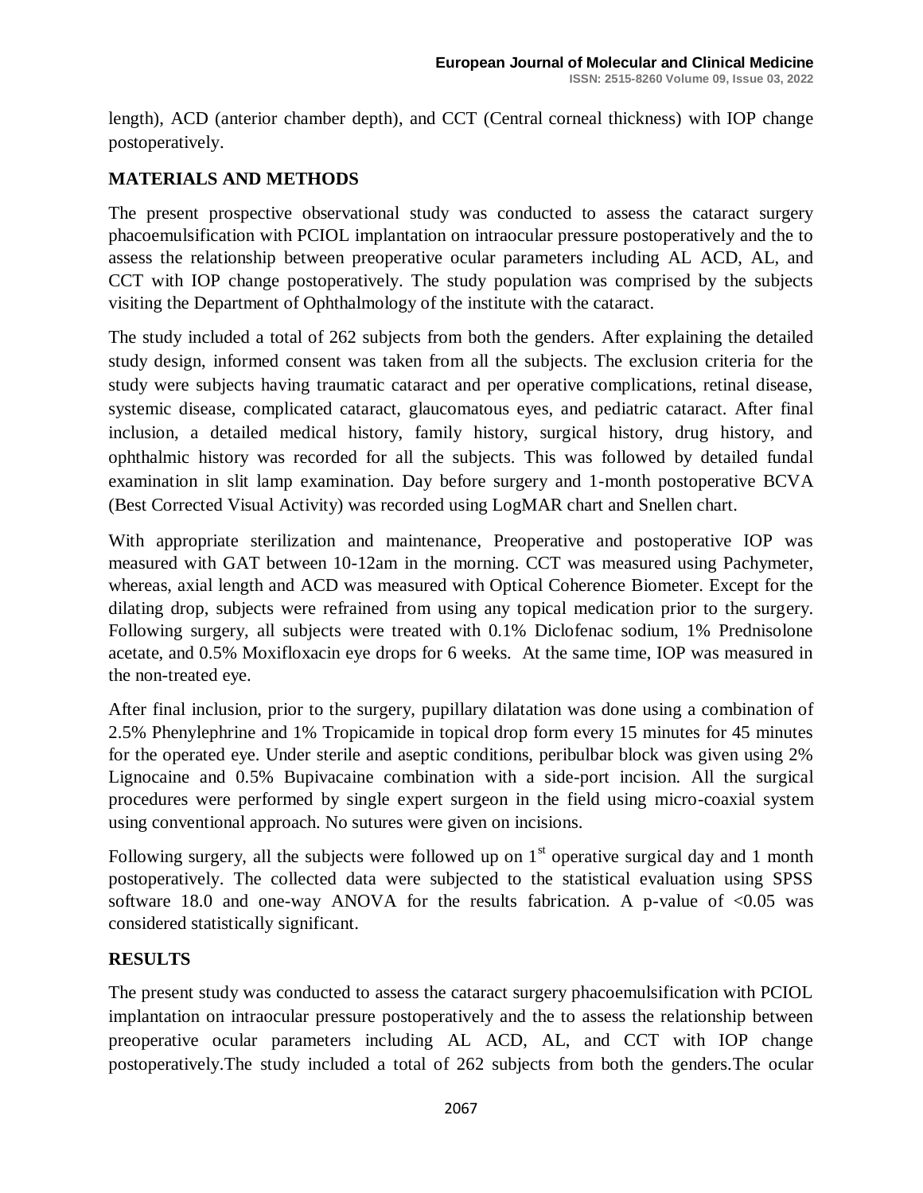length), ACD (anterior chamber depth), and CCT (Central corneal thickness) with IOP change postoperatively.

## MATERIALS AND METHODS

The present prospective observational study was conducted to assess the cataract surgery phacoemulsification with PCIOL implantation on intraocular pressure postoperatively and the to assess the relationship between preoperative ocular parameters including AL ACD, AL, and CCT with IOP change postoperatively. The study population was comprised by the subjects visiting the Department of Ophthalmology of the institute with the cataract.

The study included a total of 262 subjects from both the genders. After explaining the detailed study design, informed consent was taken from all the subjects. The exclusion criteria for the study were subjects having traumatic cataract and per operative complications, retinal disease, systemic disease, complicated cataract, glaucomatous eyes, and pediatric cataract. After final inclusion, a detailed medical history, family history, surgical history, drug history, and ophthalmic history was recorded for all the subjects. This was followed by detailed fundal examination in slit lamp examination. Day before surgery and 1-month postoperative BCVA (Best Corrected Visual Activity) was recorded using LogMAR chart and Snellen chart.

With appropriate sterilization and maintenance, Preoperative and postoperative IOP was measured with GAT between 10-12am in the morning. CCT was measured using Pachymeter, whereas, axial length and ACD was measured with Optical Coherence Biometer. Except for the dilating drop, subjects were refrained from using any topical medication prior to the surgery. Following surgery, all subjects were treated with 0.1% Diclofenac sodium, 1% Prednisolone acetate, and 0.5% Moxifloxacin eye drops for 6 weeks. At the same time, IOP was measured in the non-treated eye.

After final inclusion, prior to the surgery, pupillary dilatation was done using a combination of 2.5% Phenylephrine and 1% Tropicamide in topical drop form every 15 minutes for 45 minutes for the operated eye. Under sterile and aseptic conditions, peribulbar block was given using 2% Lignocaine and 0.5% Bupivacaine combination with a side-port incision. All the surgical procedures were performed by single expert surgeon in the field using micro-coaxial system using conventional approach. No sutures were given on incisions.

Following surgery, all the subjects were followed up on 1st operative surgical day and 1 month postoperatively. The collected data were subjected to the statistical evaluation using SPSS software 18.0 and one-way ANOVA for the results fabrication. A p-value of $<0.05$ was considered statistically significant.

## RESULTS

The present study was conducted to assess the cataract surgery phacoemulsification with PCIOL implantation on intraocular pressure postoperatively and the to assess the relationship between preoperative ocular parameters including AL ACD, AL, and CCT with IOP change postoperatively.The study included a total of 262 subjects from both the genders.The ocular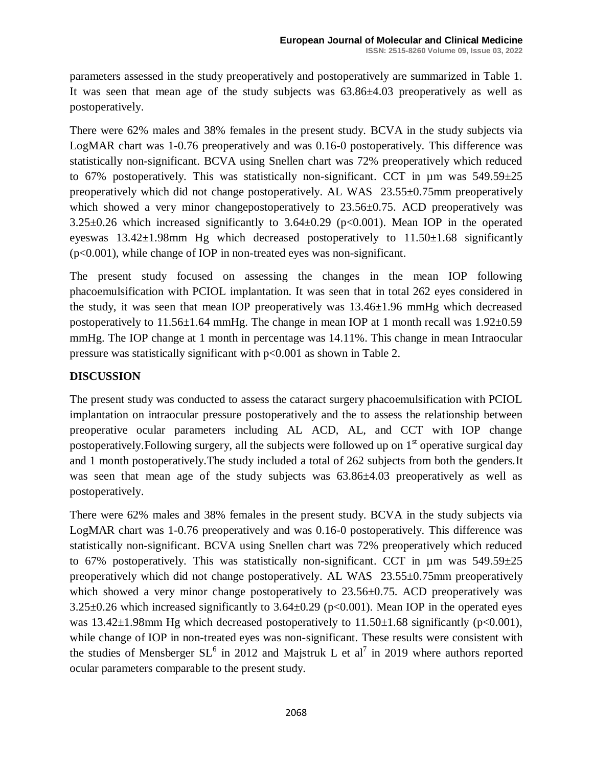parameters assessed in the study preoperatively and postoperatively are summarized in Table 1. It was seen that mean age of the study subjects was 63.86±4.03 preoperatively as well as postoperatively.

There were 62% males and 38% females in the present study. BCVA in the study subjects via LogMAR chart was 1-0.76 preoperatively and was 0.16-0 postoperatively. This difference was statistically non-significant. BCVA using Snellen chart was 72% preoperatively which reduced to 67% postoperatively. This was statistically non-significant. CCT in µm was 549.59±25 preoperatively which did not change postoperatively. AL WAS 23.55±0.75mm preoperatively which showed a very minor changepostoperatively to 23.56±0.75. ACD preoperatively was 3.25±0.26 which increased significantly to 3.64±0.29 ($p<0.001$). Mean IOP in the operated eyeswas 13.42±1.98mm Hg which decreased postoperatively to 11.50±1.68 significantly ($p<0.001$), while change of IOP in non-treated eyes was non-significant.

The present study focused on assessing the changes in the mean IOP following phacoemulsification with PCIOL implantation. It was seen that in total 262 eyes considered in the study, it was seen that mean IOP preoperatively was 13.46±1.96 mmHg which decreased postoperatively to 11.56±1.64 mmHg. The change in mean IOP at 1 month recall was 1.92±0.59 mmHg. The IOP change at 1 month in percentage was 14.11%. This change in mean Intraocular pressure was statistically significant with $p<0.001$ as shown in Table 2.

## DISCUSSION

The present study was conducted to assess the cataract surgery phacoemulsification with PCIOL implantation on intraocular pressure postoperatively and the to assess the relationship between preoperative ocular parameters including AL ACD, AL, and CCT with IOP change postoperatively.Following surgery, all the subjects were followed up on 1st operative surgical day and 1 month postoperatively.The study included a total of 262 subjects from both the genders.It was seen that mean age of the study subjects was 63.86±4.03 preoperatively as well as postoperatively.

There were 62% males and 38% females in the present study. BCVA in the study subjects via LogMAR chart was 1-0.76 preoperatively and was 0.16-0 postoperatively. This difference was statistically non-significant. BCVA using Snellen chart was 72% preoperatively which reduced to 67% postoperatively. This was statistically non-significant. CCT in µm was 549.59±25 preoperatively which did not change postoperatively. AL WAS 23.55±0.75mm preoperatively which showed a very minor change postoperatively to 23.56±0.75. ACD preoperatively was 3.25±0.26 which increased significantly to 3.64±0.29 ($p<0.001$). Mean IOP in the operated eyes was 13.42±1.98mm Hg which decreased postoperatively to 11.50±1.68 significantly ($p<0.001$), while change of IOP in non-treated eyes was non-significant. These results were consistent with the studies of Mensberger SL[6] in 2012 and Majstruk L et al[7] in 2019 where authors reported ocular parameters comparable to the present study.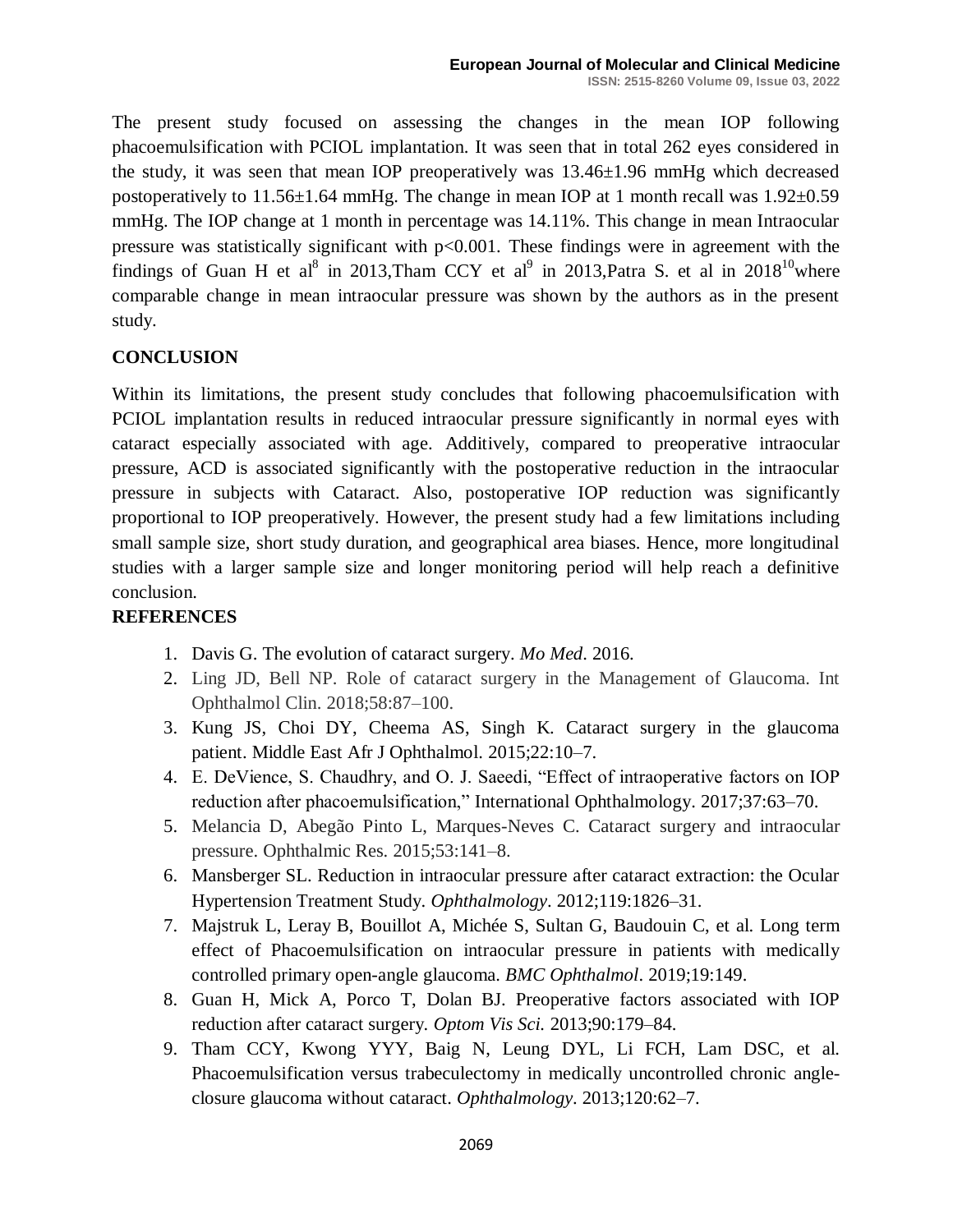The present study focused on assessing the changes in the mean IOP following phacoemulsification with PCIOL implantation. It was seen that in total 262 eyes considered in the study, it was seen that mean IOP preoperatively was 13.46±1.96 mmHg which decreased postoperatively to 11.56±1.64 mmHg. The change in mean IOP at 1 month recall was 1.92±0.59 mmHg. The IOP change at 1 month in percentage was 14.11%. This change in mean Intraocular pressure was statistically significant with $p<0.001$. These findings were in agreement with the findings of Guan H et al[8] in 2013,Tham CCY et al[9] in 2013,Patra S. et al in 2018[10]where comparable change in mean intraocular pressure was shown by the authors as in the present study.

## CONCLUSION

Within its limitations, the present study concludes that following phacoemulsification with PCIOL implantation results in reduced intraocular pressure significantly in normal eyes with cataract especially associated with age. Additively, compared to preoperative intraocular pressure, ACD is associated significantly with the postoperative reduction in the intraocular pressure in subjects with Cataract. Also, postoperative IOP reduction was significantly proportional to IOP preoperatively. However, the present study had a few limitations including small sample size, short study duration, and geographical area biases. Hence, more longitudinal studies with a larger sample size and longer monitoring period will help reach a definitive conclusion.

## REFERENCES

1. Davis G. The evolution of cataract surgery. *Mo Med*. 2016.
2. Ling JD, Bell NP. Role of cataract surgery in the Management of Glaucoma. Int Ophthalmol Clin. 2018;58:87–100.
3. Kung JS, Choi DY, Cheema AS, Singh K. Cataract surgery in the glaucoma patient. Middle East Afr J Ophthalmol. 2015;22:10–7.
4. E. DeVience, S. Chaudhry, and O. J. Saeedi, "Effect of intraoperative factors on IOP reduction after phacoemulsification," International Ophthalmology. 2017;37:63–70.
5. Melancia D, Abegão Pinto L, Marques-Neves C. Cataract surgery and intraocular pressure. Ophthalmic Res. 2015;53:141–8.
6. Mansberger SL. Reduction in intraocular pressure after cataract extraction: the Ocular Hypertension Treatment Study. *Ophthalmology*. 2012;119:1826–31.
7. Majstruk L, Leray B, Bouillot A, Michée S, Sultan G, Baudouin C, et al. Long term effect of Phacoemulsification on intraocular pressure in patients with medically controlled primary open-angle glaucoma. *BMC Ophthalmol*. 2019;19:149.
8. Guan H, Mick A, Porco T, Dolan BJ. Preoperative factors associated with IOP reduction after cataract surgery. *Optom Vis Sci.* 2013;90:179–84.
9. Tham CCY, Kwong YYY, Baig N, Leung DYL, Li FCH, Lam DSC, et al. Phacoemulsification versus trabeculectomy in medically uncontrolled chronic angle-closure glaucoma without cataract. *Ophthalmology*. 2013;120:62–7.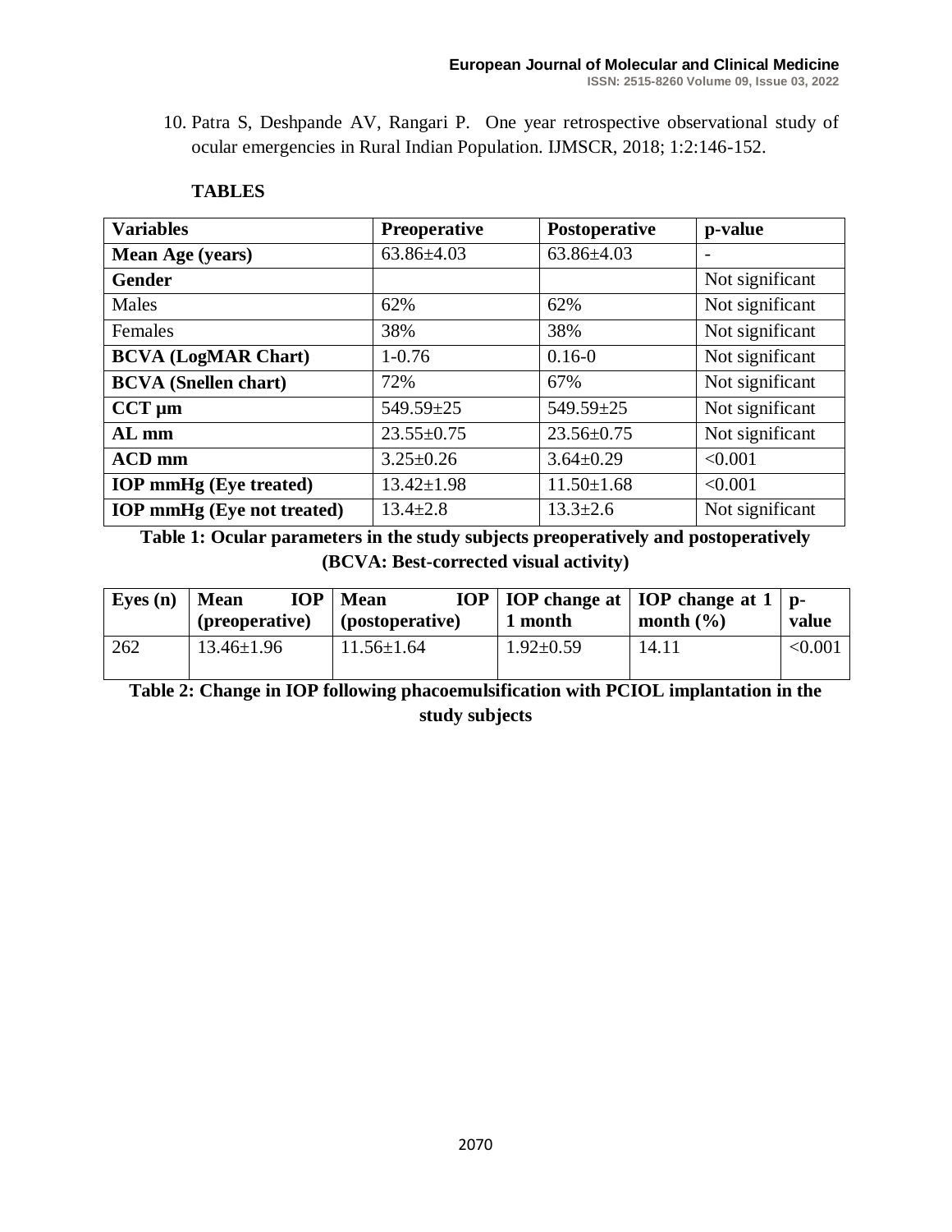10. Patra S, Deshpande AV, Rangari P. One year retrospective observational study of ocular emergencies in Rural Indian Population. IJMSCR, 2018; 1:2:146-152.

## TABLES

| Variables | Preoperative | Postoperative | p-value |
|---|---|---|---|
| **Mean Age (years)** | 63.86±4.03 | 63.86±4.03 | - |
| **Gender** | | | Not significant |
| Males | 62% | 62% | Not significant |
| Females | 38% | 38% | Not significant |
| **BCVA (LogMAR Chart)** | 1-0.76 | 0.16-0 | Not significant |
| **BCVA (Snellen chart)** | 72% | 67% | Not significant |
| **CCT µm** | 549.59±25 | 549.59±25 | Not significant |
| **AL mm** | 23.55±0.75 | 23.56±0.75 | Not significant |
| **ACD mm** | 3.25±0.26 | 3.64±0.29 | <0.001 |
| **IOP mmHg (Eye treated)** | 13.42±1.98 | 11.50±1.68 | <0.001 |
| **IOP mmHg (Eye not treated)** | 13.4±2.8 | 13.3±2.6 | Not significant |

**Table 1: Ocular parameters in the study subjects preoperatively and postoperatively (BCVA: Best-corrected visual activity)**

| Eyes (n) | Mean IOP (preoperative) | Mean IOP (postoperative) | IOP change at 1 month | IOP change at 1 month (%) | p-value |
|---|---|---|---|---|---|
| 262 | 13.46±1.96 | 11.56±1.64 | 1.92±0.59 | 14.11 | <0.001 |

**Table 2: Change in IOP following phacoemulsification with PCIOL implantation in the study subjects**